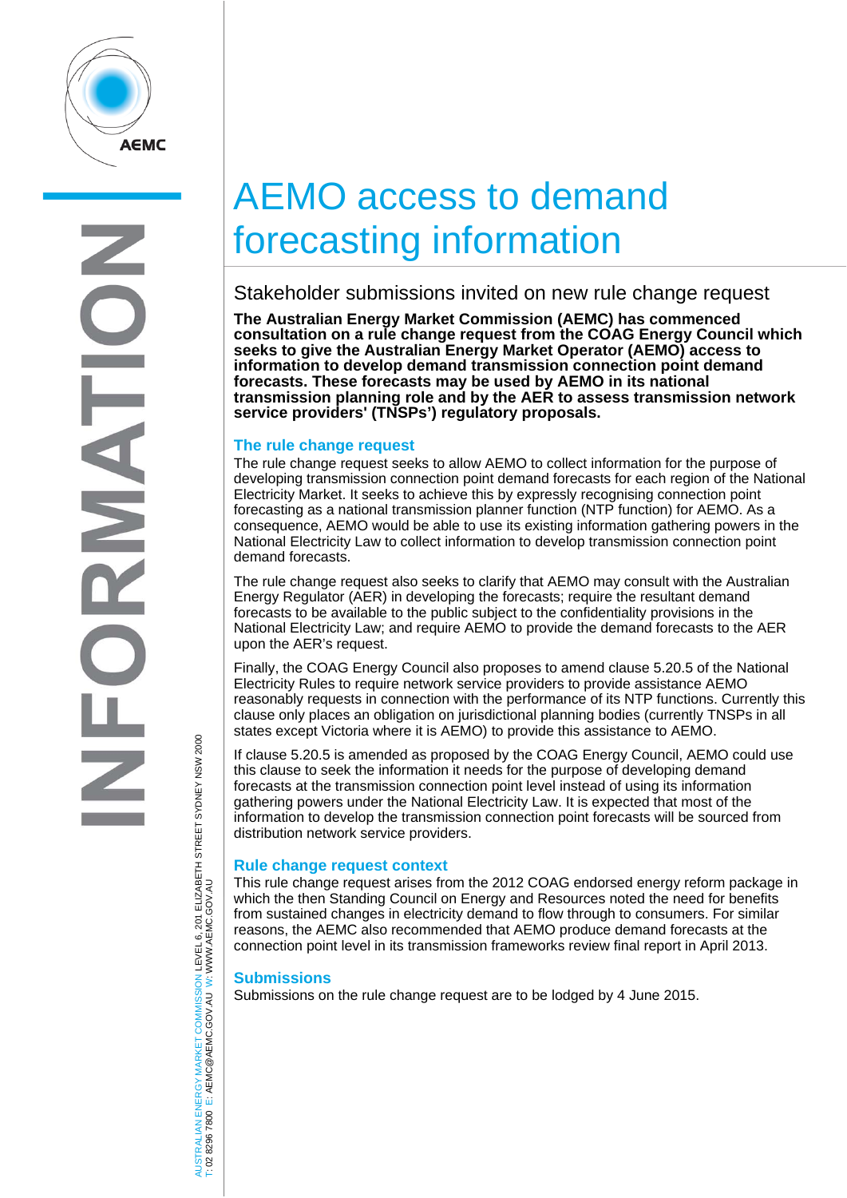# AEMO access to demand forecasting information

## Stakeholder submissions invited on new rule change request

**The Australian Energy Market Commission (AEMC) has commenced consultation on a rule change request from the COAG Energy Council which seeks to give the Australian Energy Market Operator (AEMO) access to information to develop demand transmission connection point demand forecasts. These forecasts may be used by AEMO in its national transmission planning role and by the AER to assess transmission network service providers' (TNSPs') regulatory proposals.**

### The rule change request

The rule change request seeks to allow AEMO to collect information for the purpose of developing transmission connection point demand forecasts for each region of the National Electricity Market. It seeks to achieve this by expressly recognising connection point forecasting as a national transmission planner function (NTP function) for AEMO. As a consequence, AEMO would be able to use its existing information gathering powers in the National Electricity Law to collect information to develop transmission connection point demand forecasts.

The rule change request also seeks to clarify that AEMO may consult with the Australian Energy Regulator (AER) in developing the forecasts; require the resultant demand forecasts to be available to the public subject to the confidentiality provisions in the National Electricity Law; and require AEMO to provide the demand forecasts to the AER upon the AER's request.

Finally, the COAG Energy Council also proposes to amend clause 5.20.5 of the National Electricity Rules to require network service providers to provide assistance AEMO reasonably requests in connection with the performance of its NTP functions. Currently this clause only places an obligation on jurisdictional planning bodies (currently TNSPs in all states except Victoria where it is AEMO) to provide this assistance to AEMO.

If clause 5.20.5 is amended as proposed by the COAG Energy Council, AEMO could use this clause to seek the information it needs for the purpose of developing demand forecasts at the transmission connection point level instead of using its information gathering powers under the National Electricity Law. It is expected that most of the information to develop the transmission connection point forecasts will be sourced from distribution network service providers.

### Rule change request context

This rule change request arises from the 2012 COAG endorsed energy reform package in which the then Standing Council on Energy and Resources noted the need for benefits from sustained changes in electricity demand to flow through to consumers. For similar reasons, the AEMC also recommended that AEMO produce demand forecasts at the connection point level in its transmission frameworks review final report in April 2013.

### Submissions

Submissions on the rule change request are to be lodged by 4 June 2015.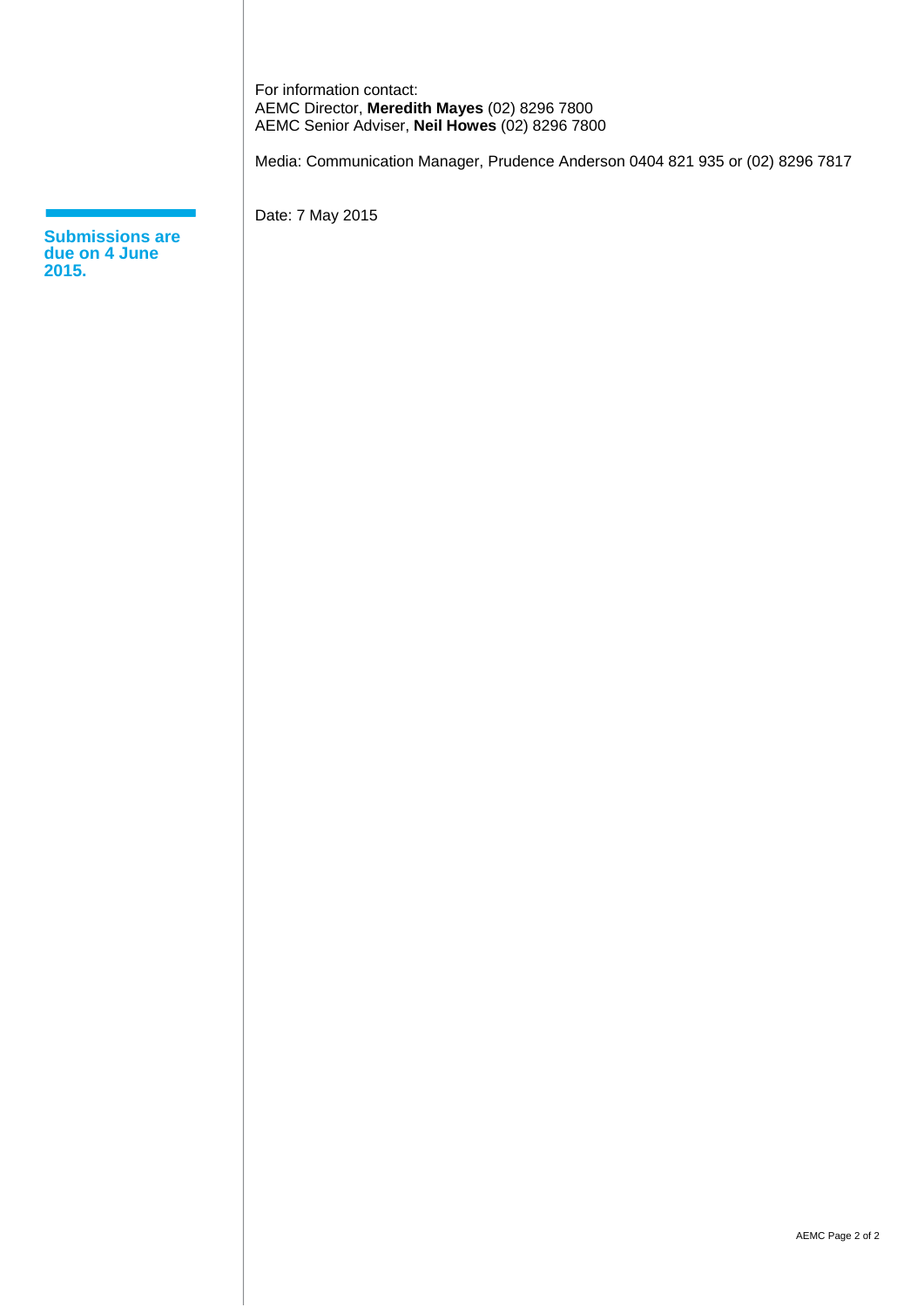For information contact:
AEMC Director, **Meredith Mayes** (02) 8296 7800
AEMC Senior Adviser, **Neil Howes** (02) 8296 7800

Media: Communication Manager, Prudence Anderson 0404 821 935 or (02) 8296 7817

**Submissions are due on 4 June 2015.**

Date: 7 May 2015